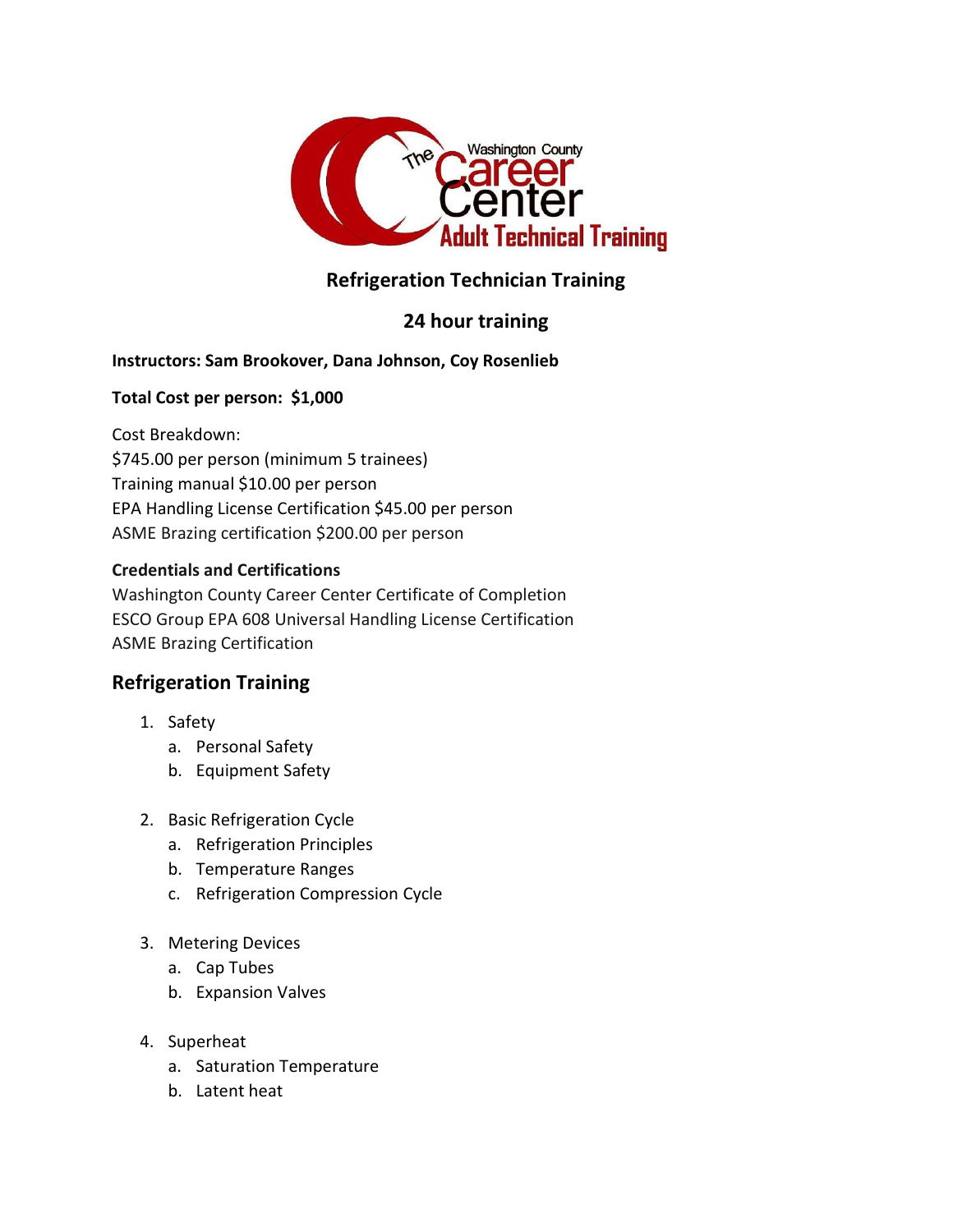The Washington County Career Center
Adult Technical Training

## Refrigeration Technician Training

## 24 hour training

**Instructors: Sam Brookover, Dana Johnson, Coy Rosenlieb**

**Total Cost per person: $1,000**

Cost Breakdown:
$745.00 per person (minimum 5 trainees)
Training manual $10.00 per person
EPA Handling License Certification $45.00 per person
ASME Brazing certification $200.00 per person

**Credentials and Certifications**
Washington County Career Center Certificate of Completion
ESCO Group EPA 608 Universal Handling License Certification
ASME Brazing Certification

## Refrigeration Training

1. Safety
   a. Personal Safety
   b. Equipment Safety

2. Basic Refrigeration Cycle
   a. Refrigeration Principles
   b. Temperature Ranges
   c. Refrigeration Compression Cycle

3. Metering Devices
   a. Cap Tubes
   b. Expansion Valves

4. Superheat
   a. Saturation Temperature
   b. Latent heat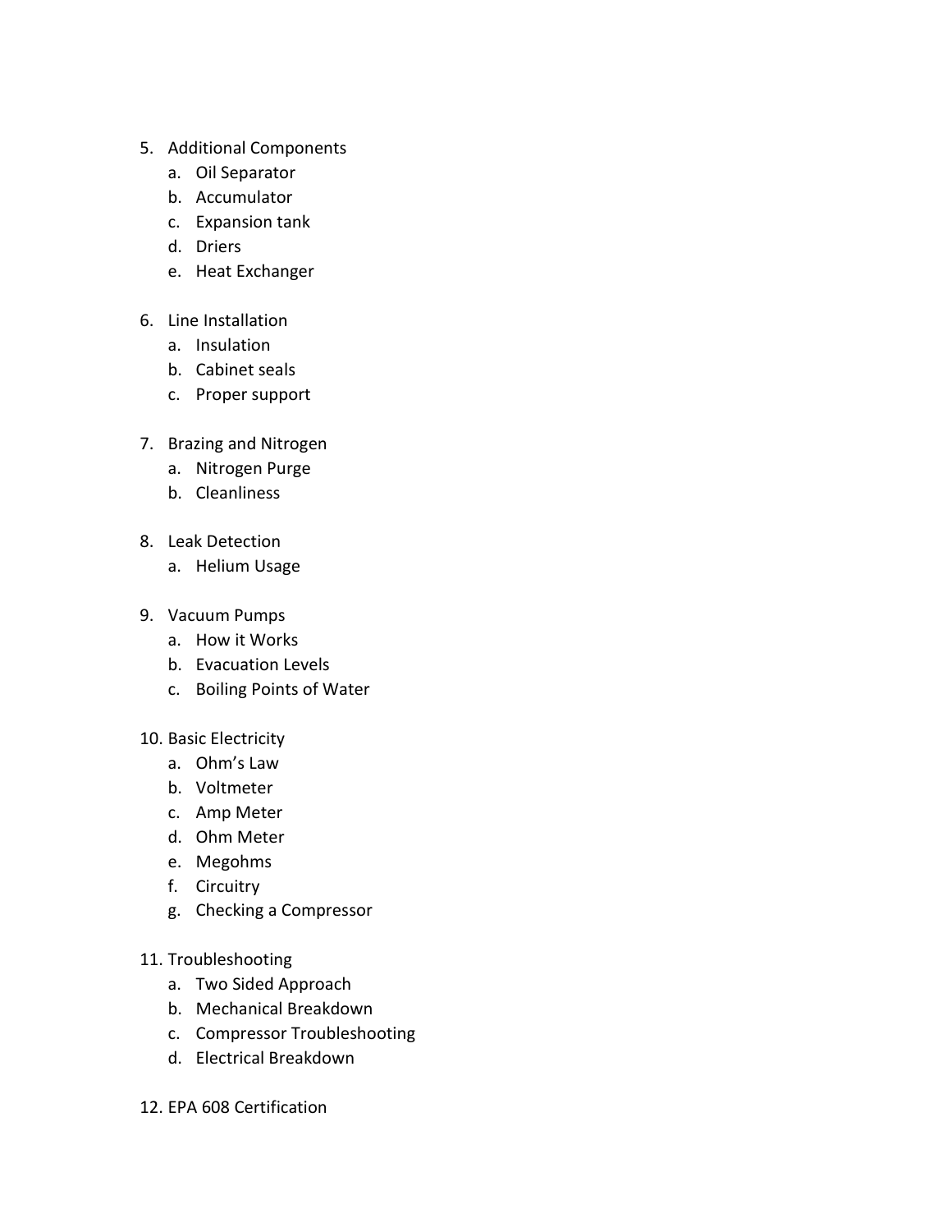5. Additional Components
    a. Oil Separator
    b. Accumulator
    c. Expansion tank
    d. Driers
    e. Heat Exchanger

6. Line Installation
    a. Insulation
    b. Cabinet seals
    c. Proper support

7. Brazing and Nitrogen
    a. Nitrogen Purge
    b. Cleanliness

8. Leak Detection
    a. Helium Usage

9. Vacuum Pumps
    a. How it Works
    b. Evacuation Levels
    c. Boiling Points of Water

10. Basic Electricity
    a. Ohm's Law
    b. Voltmeter
    c. Amp Meter
    d. Ohm Meter
    e. Megohms
    f. Circuitry
    g. Checking a Compressor

11. Troubleshooting
    a. Two Sided Approach
    b. Mechanical Breakdown
    c. Compressor Troubleshooting
    d. Electrical Breakdown

12. EPA 608 Certification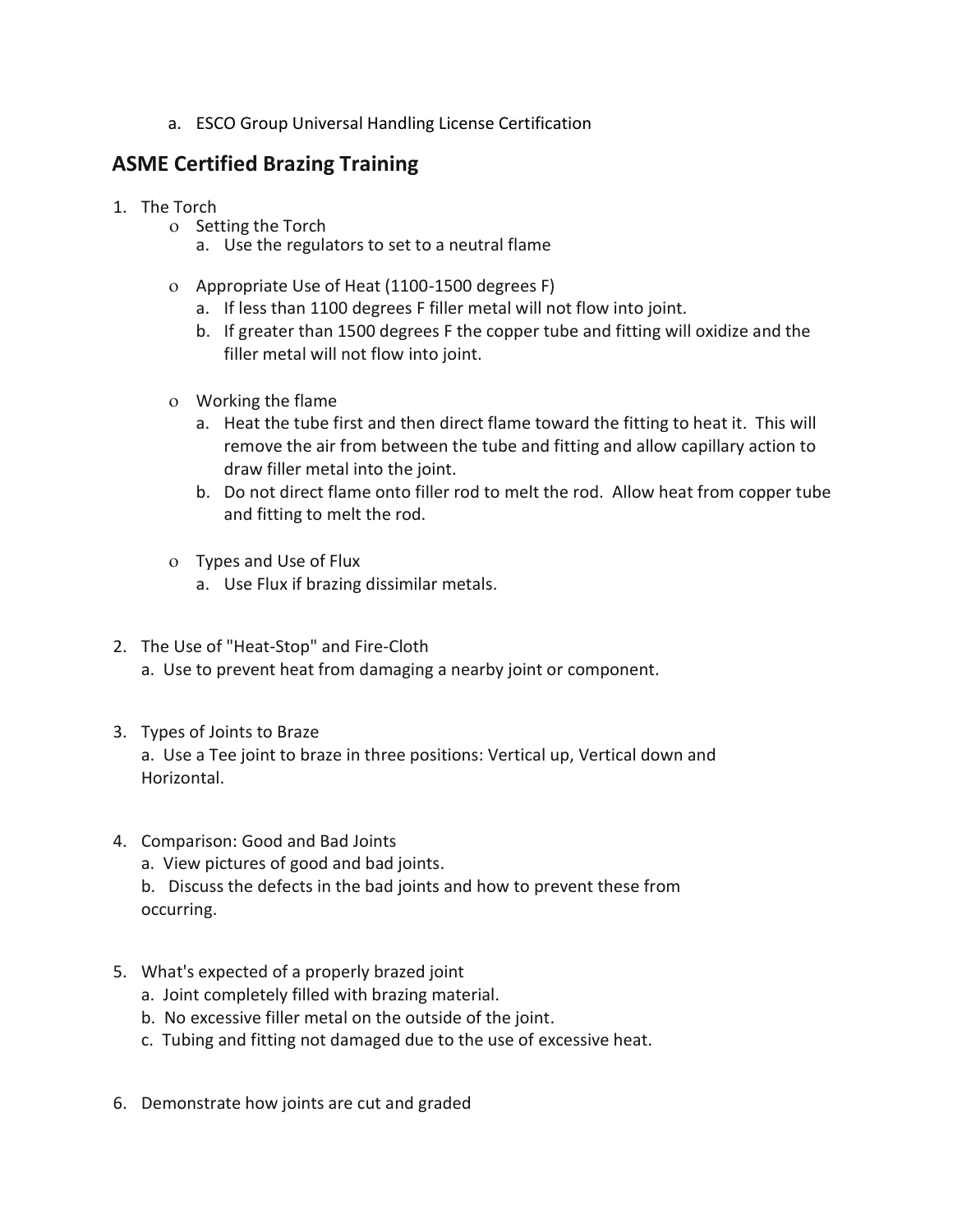a. ESCO Group Universal Handling License Certification

## ASME Certified Brazing Training

1. The Torch
    - Setting the Torch
        a. Use the regulators to set to a neutral flame
    - Appropriate Use of Heat (1100-1500 degrees F)
        a. If less than 1100 degrees F filler metal will not flow into joint.
        b. If greater than 1500 degrees F the copper tube and fitting will oxidize and the filler metal will not flow into joint.
    - Working the flame
        a. Heat the tube first and then direct flame toward the fitting to heat it. This will remove the air from between the tube and fitting and allow capillary action to draw filler metal into the joint.
        b. Do not direct flame onto filler rod to melt the rod. Allow heat from copper tube and fitting to melt the rod.
    - Types and Use of Flux
        a. Use Flux if brazing dissimilar metals.

2. The Use of "Heat-Stop" and Fire-Cloth
    a. Use to prevent heat from damaging a nearby joint or component.

3. Types of Joints to Braze
    a. Use a Tee joint to braze in three positions: Vertical up, Vertical down and Horizontal.

4. Comparison: Good and Bad Joints
    a. View pictures of good and bad joints.
    b. Discuss the defects in the bad joints and how to prevent these from occurring.

5. What's expected of a properly brazed joint
    a. Joint completely filled with brazing material.
    b. No excessive filler metal on the outside of the joint.
    c. Tubing and fitting not damaged due to the use of excessive heat.

6. Demonstrate how joints are cut and graded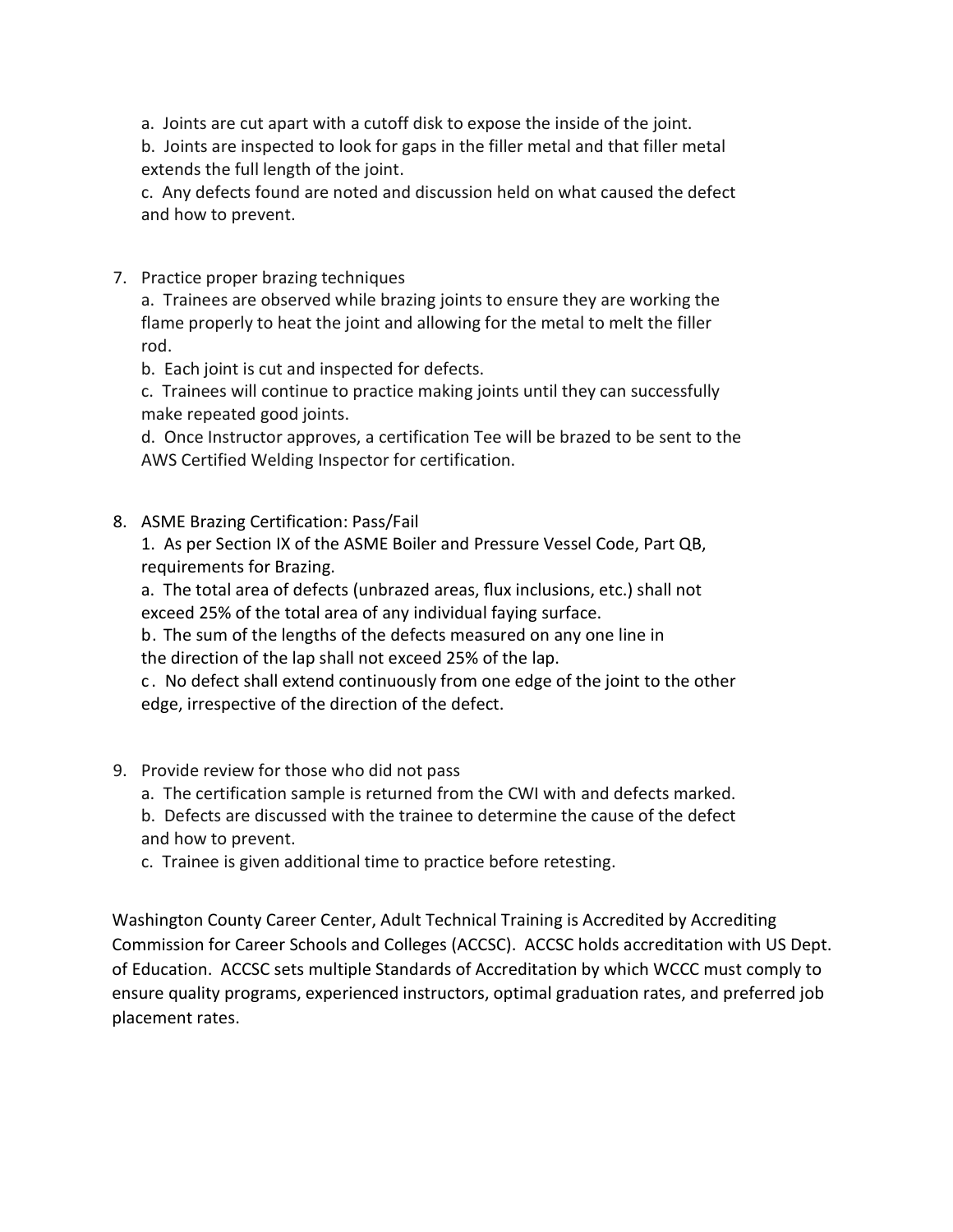a. Joints are cut apart with a cutoff disk to expose the inside of the joint.
b. Joints are inspected to look for gaps in the filler metal and that filler metal extends the full length of the joint.
c. Any defects found are noted and discussion held on what caused the defect and how to prevent.

7. Practice proper brazing techniques
   a. Trainees are observed while brazing joints to ensure they are working the flame properly to heat the joint and allowing for the metal to melt the filler rod.
   b. Each joint is cut and inspected for defects.
   c. Trainees will continue to practice making joints until they can successfully make repeated good joints.
   d. Once Instructor approves, a certification Tee will be brazed to be sent to the AWS Certified Welding Inspector for certification.

8. ASME Brazing Certification: Pass/Fail
   1. As per Section IX of the ASME Boiler and Pressure Vessel Code, Part QB, requirements for Brazing.
   a. The total area of defects (unbrazed areas, flux inclusions, etc.) shall not exceed 25% of the total area of any individual faying surface.
   b. The sum of the lengths of the defects measured on any one line in the direction of the lap shall not exceed 25% of the lap.
   c. No defect shall extend continuously from one edge of the joint to the other edge, irrespective of the direction of the defect.

9. Provide review for those who did not pass
   a. The certification sample is returned from the CWI with and defects marked.
   b. Defects are discussed with the trainee to determine the cause of the defect and how to prevent.
   c. Trainee is given additional time to practice before retesting.

Washington County Career Center, Adult Technical Training is Accredited by Accrediting Commission for Career Schools and Colleges (ACCSC). ACCSC holds accreditation with US Dept. of Education. ACCSC sets multiple Standards of Accreditation by which WCCC must comply to ensure quality programs, experienced instructors, optimal graduation rates, and preferred job placement rates.